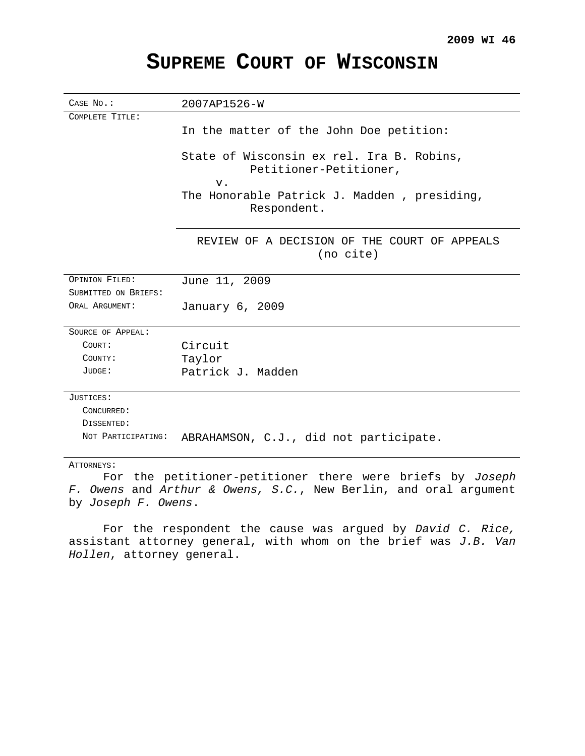**2009 WI 46**

# SUPREME COURT OF WISCONSIN

| | |
|---|---|
| CASE NO.: | 2007AP1526-W |
| COMPLETE TITLE: | In the matter of the John Doe petition:<br><br>State of Wisconsin ex rel. Ira B. Robins,<br>Petitioner-Petitioner,<br>v.<br>The Honorable Patrick J. Madden , presiding,<br>Respondent. |
| | REVIEW OF A DECISION OF THE COURT OF APPEALS<br>(no cite) |
| OPINION FILED: | June 11, 2009 |
| SUBMITTED ON BRIEFS: | |
| ORAL ARGUMENT: | January 6, 2009 |
| SOURCE OF APPEAL: | |
| COURT: | Circuit |
| COUNTY: | Taylor |
| JUDGE: | Patrick J. Madden |
| JUSTICES: | |
| CONCURRED: | |
| DISSENTED: | |
| NOT PARTICIPATING: | ABRAHAMSON, C.J., did not participate. |

ATTORNEYS:

For the petitioner-petitioner there were briefs by *Joseph F. Owens* and *Arthur & Owens, S.C.*, New Berlin, and oral argument by *Joseph F. Owens*.

For the respondent the cause was argued by *David C. Rice,* assistant attorney general, with whom on the brief was *J.B. Van Hollen*, attorney general.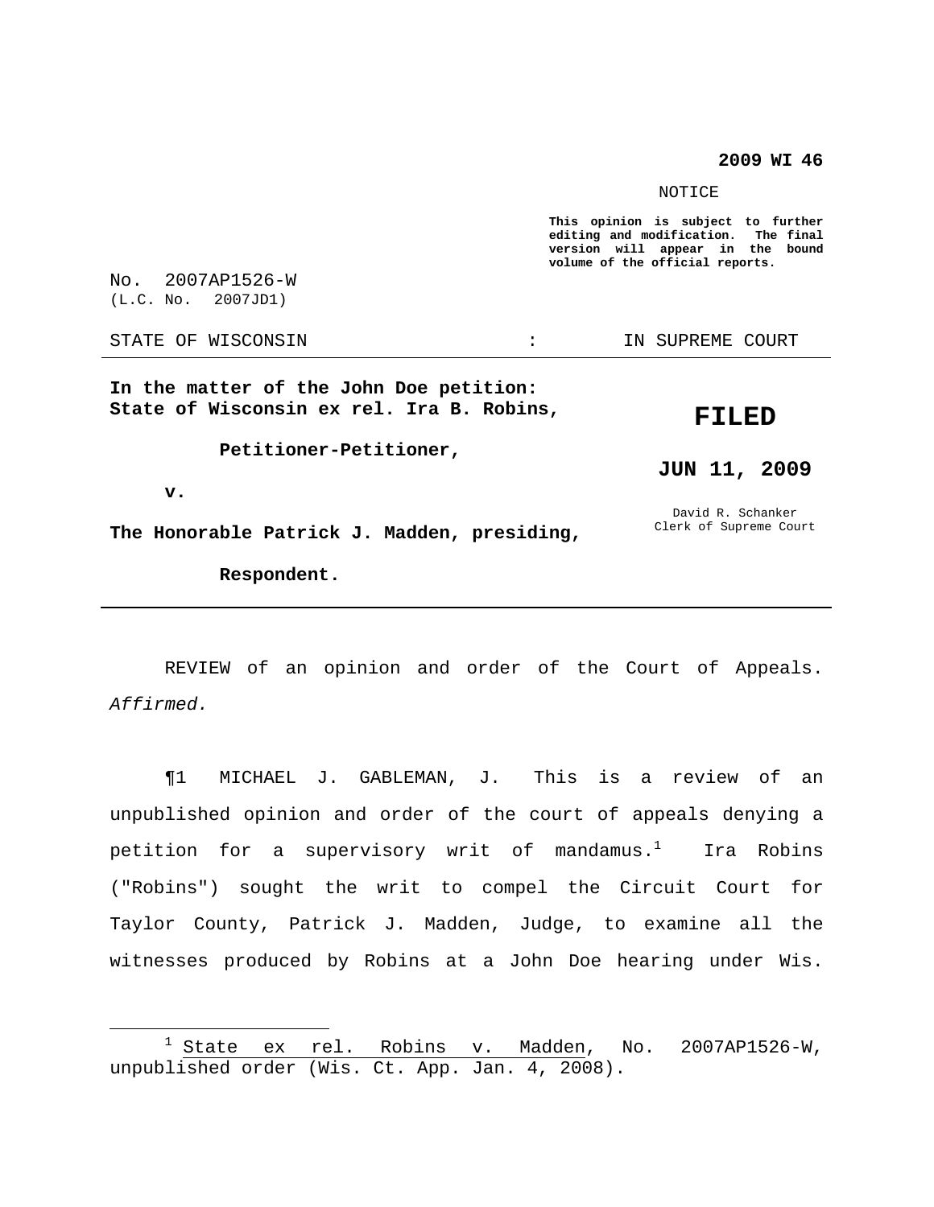**2009 WI 46**

NOTICE

**This opinion is subject to further editing and modification. The final version will appear in the bound volume of the official reports.**

No. 2007AP1526-W
(L.C. No. 2007JD1)

STATE OF WISCONSIN : IN SUPREME COURT

**In the matter of the John Doe petition: State of Wisconsin ex rel. Ira B. Robins,**

**Petitioner-Petitioner,**

**v.**

**The Honorable Patrick J. Madden, presiding,**

**Respondent.**

**FILED**

**JUN 11, 2009**

David R. Schanker
Clerk of Supreme Court

---

REVIEW of an opinion and order of the Court of Appeals. *Affirmed.*

¶1 MICHAEL J. GABLEMAN, J. This is a review of an unpublished opinion and order of the court of appeals denying a petition for a supervisory writ of mandamus.[1] Ira Robins ("Robins") sought the writ to compel the Circuit Court for Taylor County, Patrick J. Madden, Judge, to examine all the witnesses produced by Robins at a John Doe hearing under Wis.

---

[1] State ex rel. Robins v. Madden, No. 2007AP1526-W, unpublished order (Wis. Ct. App. Jan. 4, 2008).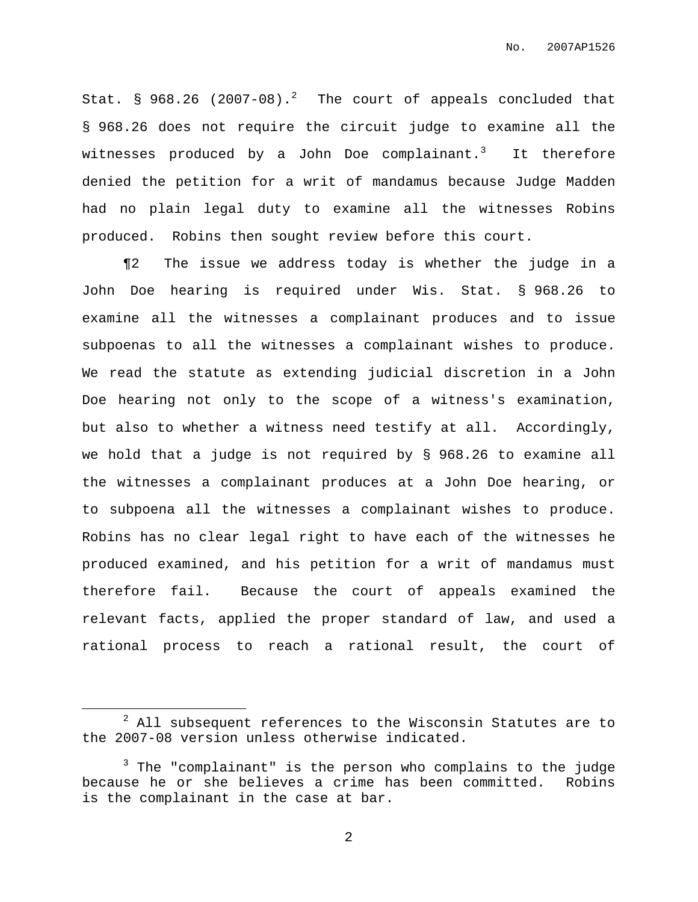Stat. § 968.26 (2007-08).[2] The court of appeals concluded that § 968.26 does not require the circuit judge to examine all the witnesses produced by a John Doe complainant.[3] It therefore denied the petition for a writ of mandamus because Judge Madden had no plain legal duty to examine all the witnesses Robins produced. Robins then sought review before this court.

¶2 The issue we address today is whether the judge in a John Doe hearing is required under Wis. Stat. § 968.26 to examine all the witnesses a complainant produces and to issue subpoenas to all the witnesses a complainant wishes to produce. We read the statute as extending judicial discretion in a John Doe hearing not only to the scope of a witness's examination, but also to whether a witness need testify at all. Accordingly, we hold that a judge is not required by § 968.26 to examine all the witnesses a complainant produces at a John Doe hearing, or to subpoena all the witnesses a complainant wishes to produce. Robins has no clear legal right to have each of the witnesses he produced examined, and his petition for a writ of mandamus must therefore fail. Because the court of appeals examined the relevant facts, applied the proper standard of law, and used a rational process to reach a rational result, the court of

---

[2] All subsequent references to the Wisconsin Statutes are to the 2007-08 version unless otherwise indicated.

[3] The "complainant" is the person who complains to the judge because he or she believes a crime has been committed. Robins is the complainant in the case at bar.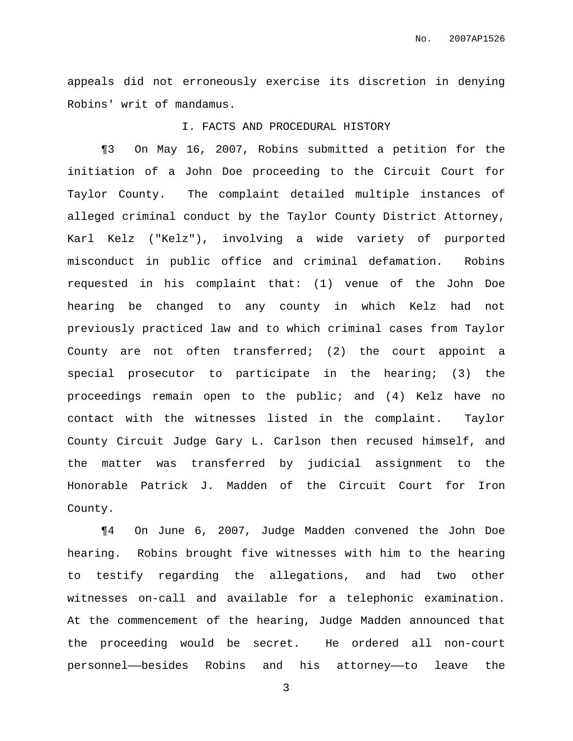appeals did not erroneously exercise its discretion in denying Robins' writ of mandamus.

## I. FACTS AND PROCEDURAL HISTORY

¶3 On May 16, 2007, Robins submitted a petition for the initiation of a John Doe proceeding to the Circuit Court for Taylor County. The complaint detailed multiple instances of alleged criminal conduct by the Taylor County District Attorney, Karl Kelz ("Kelz"), involving a wide variety of purported misconduct in public office and criminal defamation. Robins requested in his complaint that: (1) venue of the John Doe hearing be changed to any county in which Kelz had not previously practiced law and to which criminal cases from Taylor County are not often transferred; (2) the court appoint a special prosecutor to participate in the hearing; (3) the proceedings remain open to the public; and (4) Kelz have no contact with the witnesses listed in the complaint. Taylor County Circuit Judge Gary L. Carlson then recused himself, and the matter was transferred by judicial assignment to the Honorable Patrick J. Madden of the Circuit Court for Iron County.

¶4 On June 6, 2007, Judge Madden convened the John Doe hearing. Robins brought five witnesses with him to the hearing to testify regarding the allegations, and had two other witnesses on-call and available for a telephonic examination. At the commencement of the hearing, Judge Madden announced that the proceeding would be secret. He ordered all non-court personnel——besides Robins and his attorney——to leave the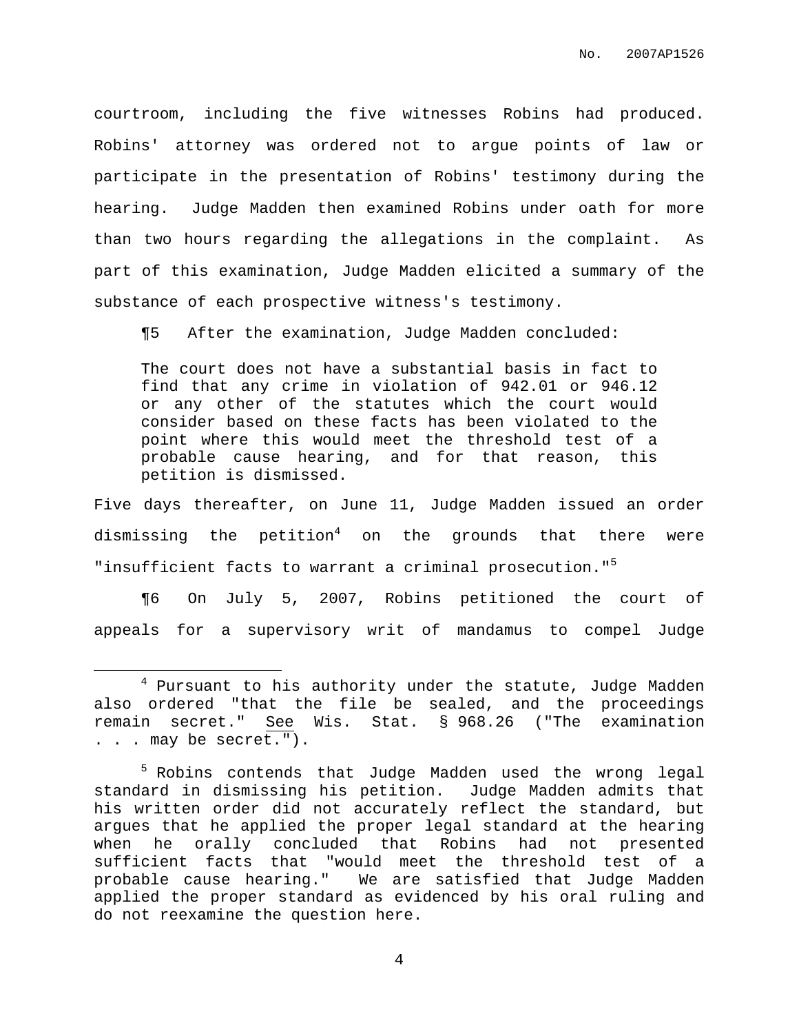courtroom, including the five witnesses Robins had produced. Robins' attorney was ordered not to argue points of law or participate in the presentation of Robins' testimony during the hearing. Judge Madden then examined Robins under oath for more than two hours regarding the allegations in the complaint. As part of this examination, Judge Madden elicited a summary of the substance of each prospective witness's testimony.

¶5 After the examination, Judge Madden concluded:

> The court does not have a substantial basis in fact to find that any crime in violation of 942.01 or 946.12 or any other of the statutes which the court would consider based on these facts has been violated to the point where this would meet the threshold test of a probable cause hearing, and for that reason, this petition is dismissed.

Five days thereafter, on June 11, Judge Madden issued an order dismissing the petition[4] on the grounds that there were "insufficient facts to warrant a criminal prosecution."[5]

¶6 On July 5, 2007, Robins petitioned the court of appeals for a supervisory writ of mandamus to compel Judge

---

[4] Pursuant to his authority under the statute, Judge Madden also ordered "that the file be sealed, and the proceedings remain secret." See Wis. Stat. § 968.26 ("The examination . . . may be secret.").

[5] Robins contends that Judge Madden used the wrong legal standard in dismissing his petition. Judge Madden admits that his written order did not accurately reflect the standard, but argues that he applied the proper legal standard at the hearing when he orally concluded that Robins had not presented sufficient facts that "would meet the threshold test of a probable cause hearing." We are satisfied that Judge Madden applied the proper standard as evidenced by his oral ruling and do not reexamine the question here.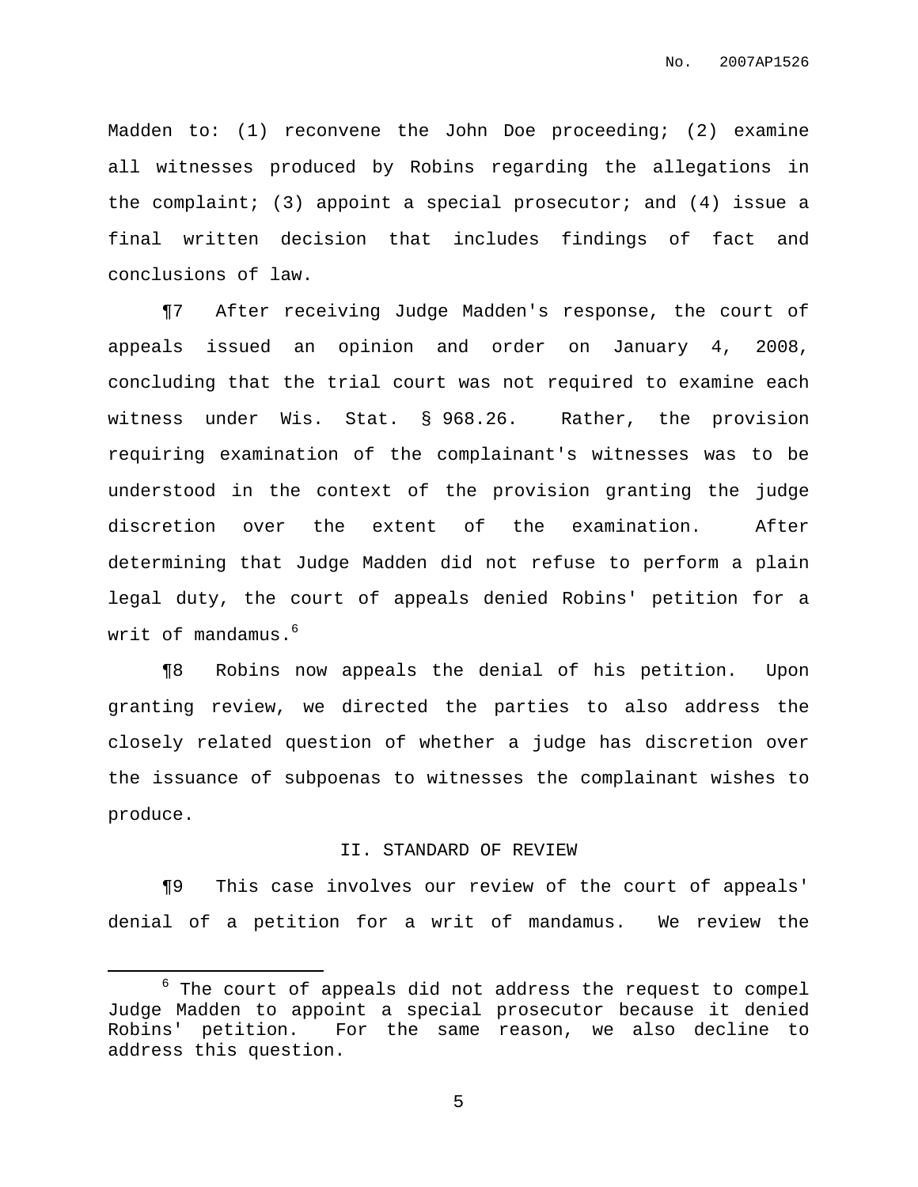Madden to: (1) reconvene the John Doe proceeding; (2) examine all witnesses produced by Robins regarding the allegations in the complaint; (3) appoint a special prosecutor; and (4) issue a final written decision that includes findings of fact and conclusions of law.

¶7 After receiving Judge Madden's response, the court of appeals issued an opinion and order on January 4, 2008, concluding that the trial court was not required to examine each witness under Wis. Stat. § 968.26. Rather, the provision requiring examination of the complainant's witnesses was to be understood in the context of the provision granting the judge discretion over the extent of the examination. After determining that Judge Madden did not refuse to perform a plain legal duty, the court of appeals denied Robins' petition for a writ of mandamus.[6]

¶8 Robins now appeals the denial of his petition. Upon granting review, we directed the parties to also address the closely related question of whether a judge has discretion over the issuance of subpoenas to witnesses the complainant wishes to produce.

## II. STANDARD OF REVIEW

¶9 This case involves our review of the court of appeals' denial of a petition for a writ of mandamus. We review the

---

[6] The court of appeals did not address the request to compel Judge Madden to appoint a special prosecutor because it denied Robins' petition. For the same reason, we also decline to address this question.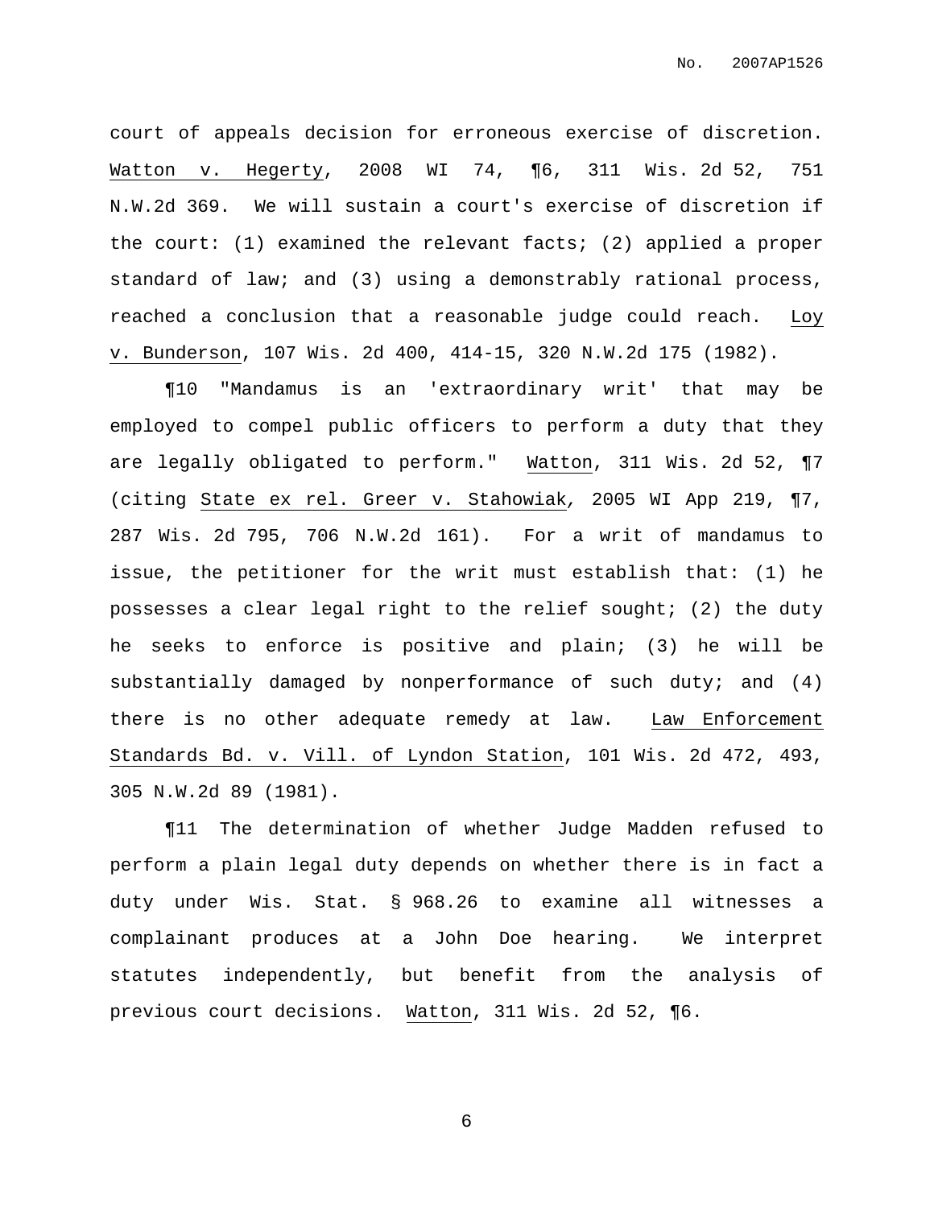court of appeals decision for erroneous exercise of discretion. Watton v. Hegerty, 2008 WI 74, ¶6, 311 Wis. 2d 52, 751 N.W.2d 369. We will sustain a court's exercise of discretion if the court: (1) examined the relevant facts; (2) applied a proper standard of law; and (3) using a demonstrably rational process, reached a conclusion that a reasonable judge could reach. Loy v. Bunderson, 107 Wis. 2d 400, 414-15, 320 N.W.2d 175 (1982).

¶10 "Mandamus is an 'extraordinary writ' that may be employed to compel public officers to perform a duty that they are legally obligated to perform." Watton, 311 Wis. 2d 52, ¶7 (citing State ex rel. Greer v. Stahowiak, 2005 WI App 219, ¶7, 287 Wis. 2d 795, 706 N.W.2d 161). For a writ of mandamus to issue, the petitioner for the writ must establish that: (1) he possesses a clear legal right to the relief sought; (2) the duty he seeks to enforce is positive and plain; (3) he will be substantially damaged by nonperformance of such duty; and (4) there is no other adequate remedy at law. Law Enforcement Standards Bd. v. Vill. of Lyndon Station, 101 Wis. 2d 472, 493, 305 N.W.2d 89 (1981).

¶11 The determination of whether Judge Madden refused to perform a plain legal duty depends on whether there is in fact a duty under Wis. Stat. § 968.26 to examine all witnesses a complainant produces at a John Doe hearing. We interpret statutes independently, but benefit from the analysis of previous court decisions. Watton, 311 Wis. 2d 52, ¶6.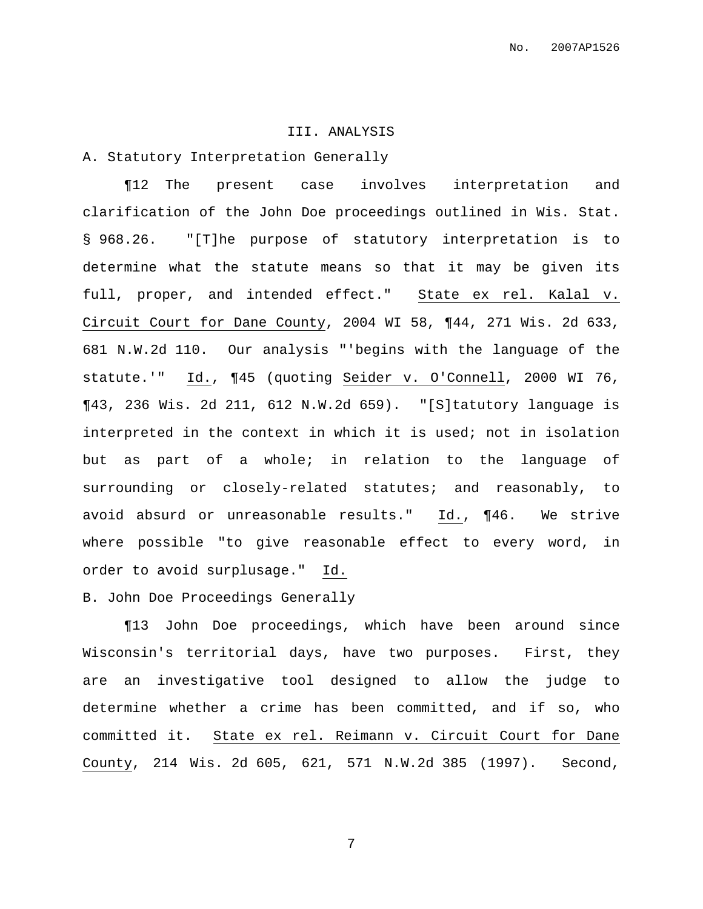## III. ANALYSIS

### A. Statutory Interpretation Generally

¶12 The present case involves interpretation and clarification of the John Doe proceedings outlined in Wis. Stat. § 968.26. "[T]he purpose of statutory interpretation is to determine what the statute means so that it may be given its full, proper, and intended effect." State ex rel. Kalal v. Circuit Court for Dane County, 2004 WI 58, ¶44, 271 Wis. 2d 633, 681 N.W.2d 110. Our analysis "'begins with the language of the statute.'" Id., ¶45 (quoting Seider v. O'Connell, 2000 WI 76, ¶43, 236 Wis. 2d 211, 612 N.W.2d 659). "[S]tatutory language is interpreted in the context in which it is used; not in isolation but as part of a whole; in relation to the language of surrounding or closely-related statutes; and reasonably, to avoid absurd or unreasonable results." Id., ¶46. We strive where possible "to give reasonable effect to every word, in order to avoid surplusage." Id.

### B. John Doe Proceedings Generally

¶13 John Doe proceedings, which have been around since Wisconsin's territorial days, have two purposes. First, they are an investigative tool designed to allow the judge to determine whether a crime has been committed, and if so, who committed it. State ex rel. Reimann v. Circuit Court for Dane County, 214 Wis. 2d 605, 621, 571 N.W.2d 385 (1997). Second,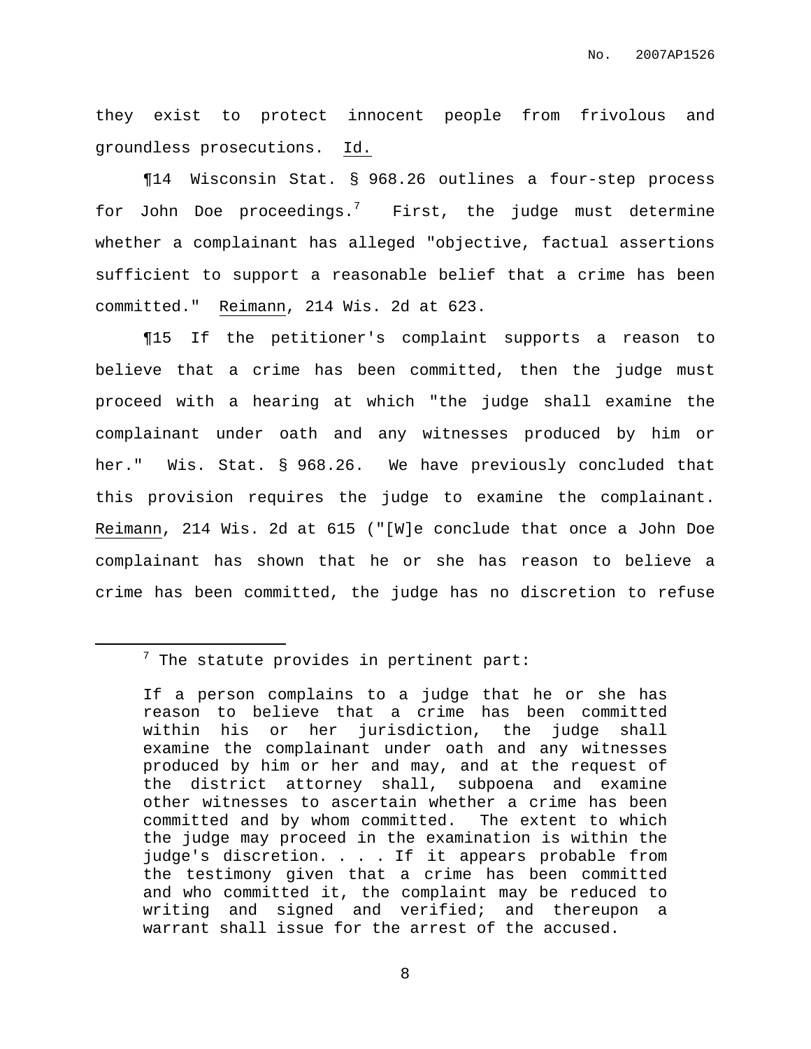they exist to protect innocent people from frivolous and groundless prosecutions. Id.

¶14 Wisconsin Stat. § 968.26 outlines a four-step process for John Doe proceedings.[7] First, the judge must determine whether a complainant has alleged "objective, factual assertions sufficient to support a reasonable belief that a crime has been committed." Reimann, 214 Wis. 2d at 623.

¶15 If the petitioner's complaint supports a reason to believe that a crime has been committed, then the judge must proceed with a hearing at which "the judge shall examine the complainant under oath and any witnesses produced by him or her." Wis. Stat. § 968.26. We have previously concluded that this provision requires the judge to examine the complainant. Reimann, 214 Wis. 2d at 615 ("[W]e conclude that once a John Doe complainant has shown that he or she has reason to believe a crime has been committed, the judge has no discretion to refuse

---

[7] The statute provides in pertinent part:

> If a person complains to a judge that he or she has reason to believe that a crime has been committed within his or her jurisdiction, the judge shall examine the complainant under oath and any witnesses produced by him or her and may, and at the request of the district attorney shall, subpoena and examine other witnesses to ascertain whether a crime has been committed and by whom committed. The extent to which the judge may proceed in the examination is within the judge's discretion. . . . If it appears probable from the testimony given that a crime has been committed and who committed it, the complaint may be reduced to writing and signed and verified; and thereupon a warrant shall issue for the arrest of the accused.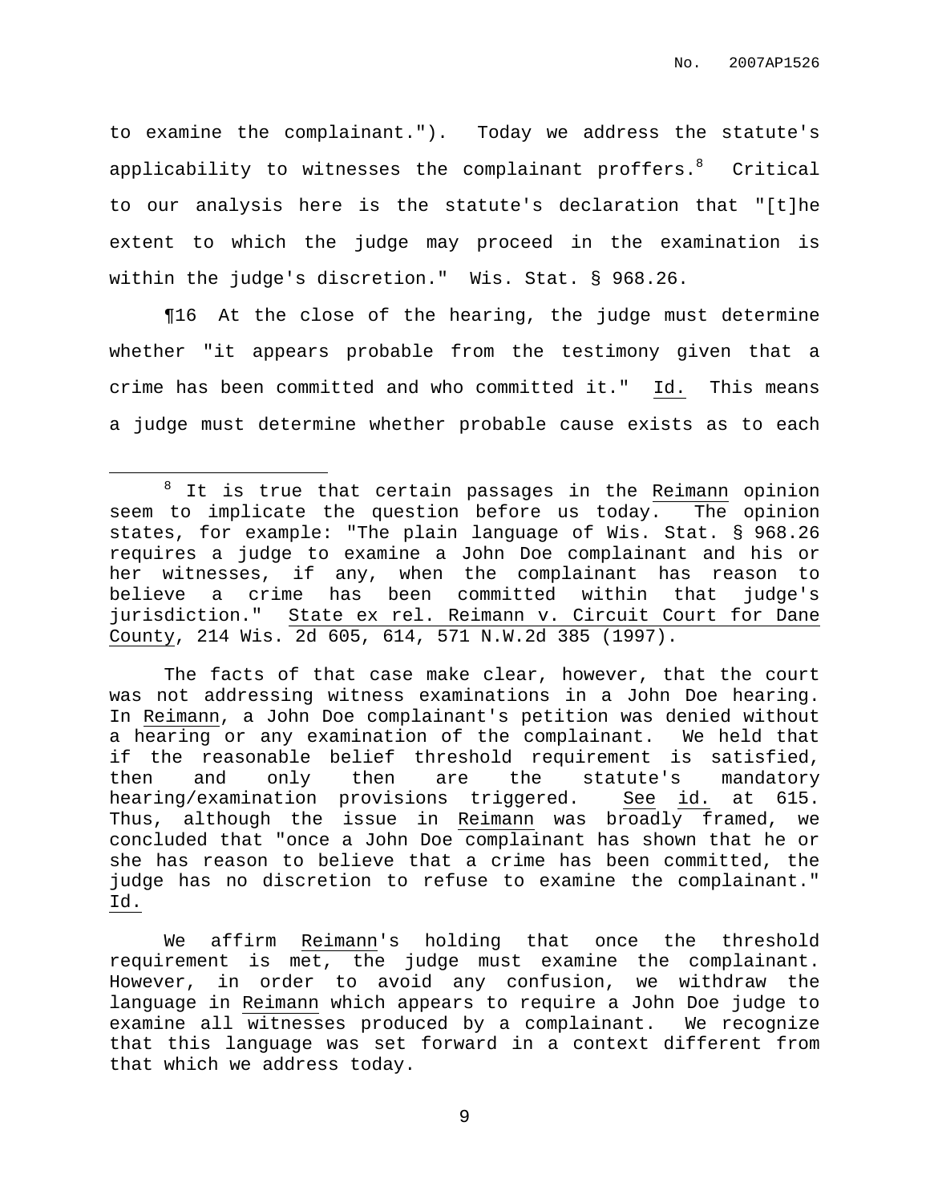to examine the complainant."). Today we address the statute's applicability to witnesses the complainant proffers.[8] Critical to our analysis here is the statute's declaration that "[t]he extent to which the judge may proceed in the examination is within the judge's discretion." Wis. Stat. § 968.26.

¶16 At the close of the hearing, the judge must determine whether "it appears probable from the testimony given that a crime has been committed and who committed it." Id. This means a judge must determine whether probable cause exists as to each

---

[8] It is true that certain passages in the Reimann opinion seem to implicate the question before us today. The opinion states, for example: "The plain language of Wis. Stat. § 968.26 requires a judge to examine a John Doe complainant and his or her witnesses, if any, when the complainant has reason to believe a crime has been committed within that judge's jurisdiction." State ex rel. Reimann v. Circuit Court for Dane County, 214 Wis. 2d 605, 614, 571 N.W.2d 385 (1997).

The facts of that case make clear, however, that the court was not addressing witness examinations in a John Doe hearing. In Reimann, a John Doe complainant's petition was denied without a hearing or any examination of the complainant. We held that if the reasonable belief threshold requirement is satisfied, then and only then are the statute's mandatory hearing/examination provisions triggered. See id. at 615. Thus, although the issue in Reimann was broadly framed, we concluded that "once a John Doe complainant has shown that he or she has reason to believe that a crime has been committed, the judge has no discretion to refuse to examine the complainant." Id.

We affirm Reimann's holding that once the threshold requirement is met, the judge must examine the complainant. However, in order to avoid any confusion, we withdraw the language in Reimann which appears to require a John Doe judge to examine all witnesses produced by a complainant. We recognize that this language was set forward in a context different from that which we address today.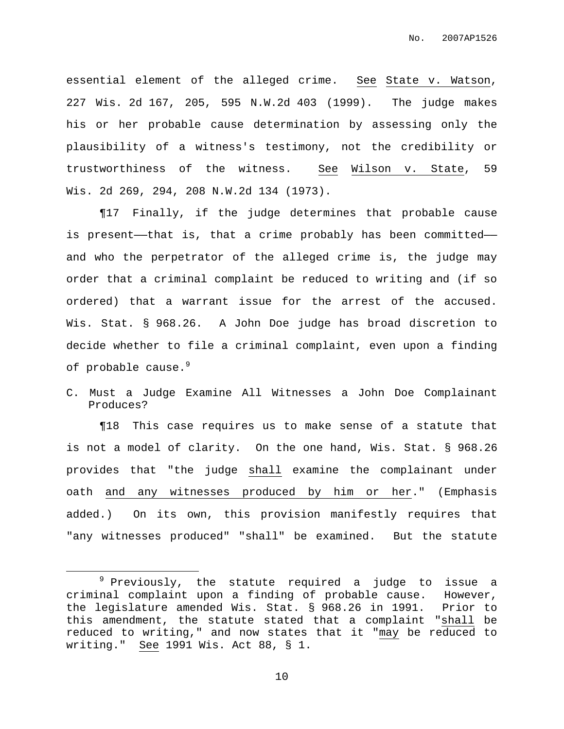essential element of the alleged crime. See State v. Watson, 227 Wis. 2d 167, 205, 595 N.W.2d 403 (1999). The judge makes his or her probable cause determination by assessing only the plausibility of a witness's testimony, not the credibility or trustworthiness of the witness. See Wilson v. State, 59 Wis. 2d 269, 294, 208 N.W.2d 134 (1973).

¶17 Finally, if the judge determines that probable cause is present——that is, that a crime probably has been committed—— and who the perpetrator of the alleged crime is, the judge may order that a criminal complaint be reduced to writing and (if so ordered) that a warrant issue for the arrest of the accused. Wis. Stat. § 968.26. A John Doe judge has broad discretion to decide whether to file a criminal complaint, even upon a finding of probable cause.[9]

### C. Must a Judge Examine All Witnesses a John Doe Complainant Produces?

¶18 This case requires us to make sense of a statute that is not a model of clarity. On the one hand, Wis. Stat. § 968.26 provides that "the judge shall examine the complainant under oath and any witnesses produced by him or her." (Emphasis added.) On its own, this provision manifestly requires that "any witnesses produced" "shall" be examined. But the statute

---

[9] Previously, the statute required a judge to issue a criminal complaint upon a finding of probable cause. However, the legislature amended Wis. Stat. § 968.26 in 1991. Prior to this amendment, the statute stated that a complaint "shall be reduced to writing," and now states that it "may be reduced to writing." See 1991 Wis. Act 88, § 1.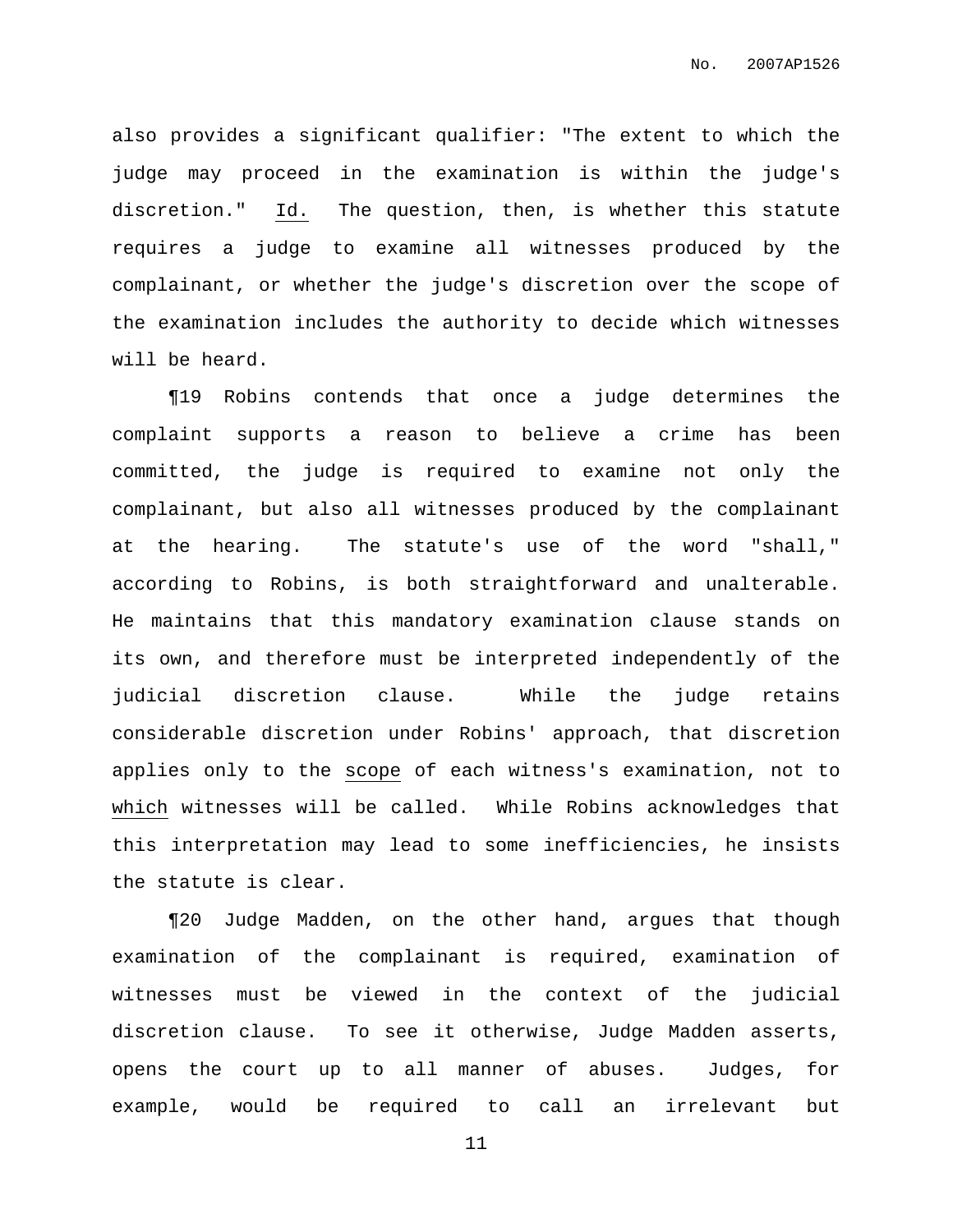also provides a significant qualifier: "The extent to which the judge may proceed in the examination is within the judge's discretion." Id. The question, then, is whether this statute requires a judge to examine all witnesses produced by the complainant, or whether the judge's discretion over the scope of the examination includes the authority to decide which witnesses will be heard.

¶19 Robins contends that once a judge determines the complaint supports a reason to believe a crime has been committed, the judge is required to examine not only the complainant, but also all witnesses produced by the complainant at the hearing. The statute's use of the word "shall," according to Robins, is both straightforward and unalterable. He maintains that this mandatory examination clause stands on its own, and therefore must be interpreted independently of the judicial discretion clause. While the judge retains considerable discretion under Robins' approach, that discretion applies only to the scope of each witness's examination, not to which witnesses will be called. While Robins acknowledges that this interpretation may lead to some inefficiencies, he insists the statute is clear.

¶20 Judge Madden, on the other hand, argues that though examination of the complainant is required, examination of witnesses must be viewed in the context of the judicial discretion clause. To see it otherwise, Judge Madden asserts, opens the court up to all manner of abuses. Judges, for example, would be required to call an irrelevant but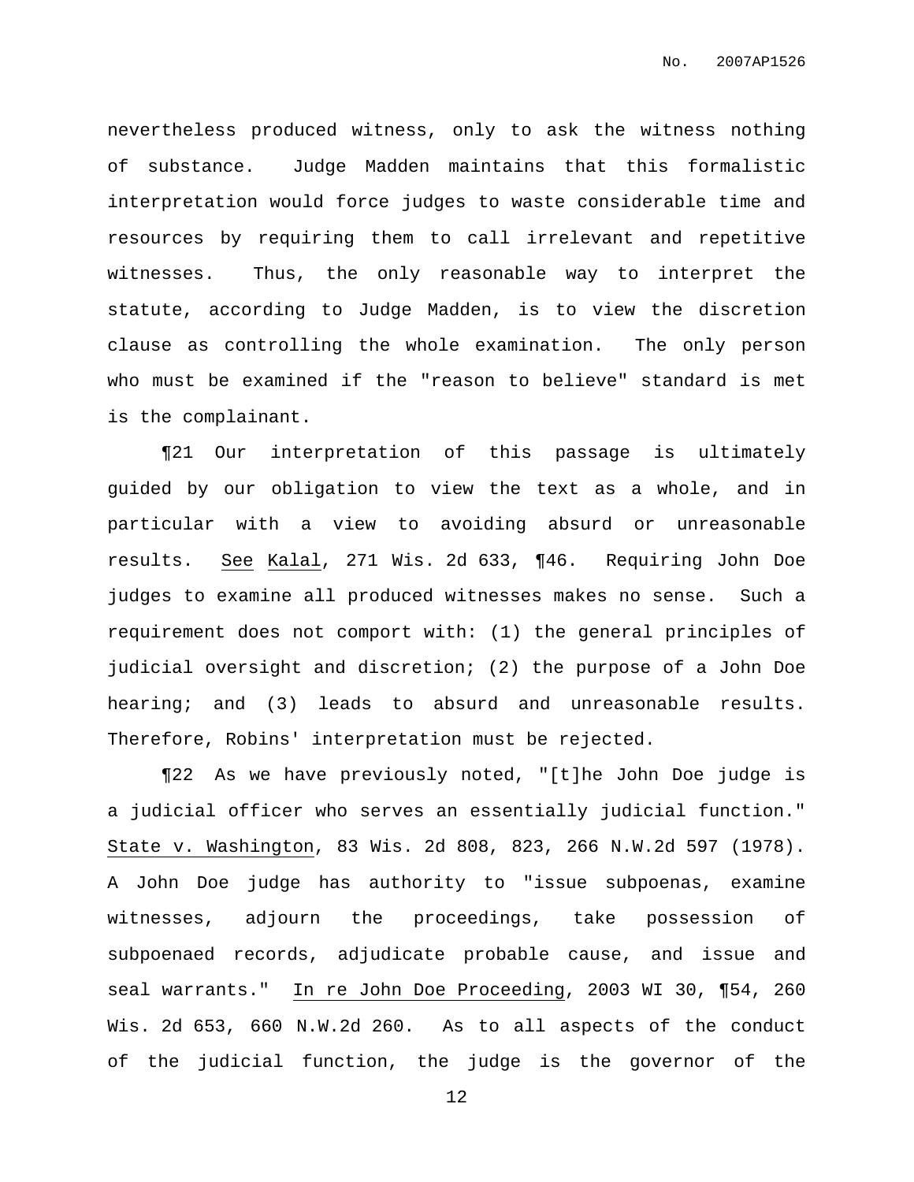nevertheless produced witness, only to ask the witness nothing of substance. Judge Madden maintains that this formalistic interpretation would force judges to waste considerable time and resources by requiring them to call irrelevant and repetitive witnesses. Thus, the only reasonable way to interpret the statute, according to Judge Madden, is to view the discretion clause as controlling the whole examination. The only person who must be examined if the "reason to believe" standard is met is the complainant.

¶21 Our interpretation of this passage is ultimately guided by our obligation to view the text as a whole, and in particular with a view to avoiding absurd or unreasonable results. See Kalal, 271 Wis. 2d 633, ¶46. Requiring John Doe judges to examine all produced witnesses makes no sense. Such a requirement does not comport with: (1) the general principles of judicial oversight and discretion; (2) the purpose of a John Doe hearing; and (3) leads to absurd and unreasonable results. Therefore, Robins' interpretation must be rejected.

¶22 As we have previously noted, "[t]he John Doe judge is a judicial officer who serves an essentially judicial function." State v. Washington, 83 Wis. 2d 808, 823, 266 N.W.2d 597 (1978). A John Doe judge has authority to "issue subpoenas, examine witnesses, adjourn the proceedings, take possession of subpoenaed records, adjudicate probable cause, and issue and seal warrants." In re John Doe Proceeding, 2003 WI 30, ¶54, 260 Wis. 2d 653, 660 N.W.2d 260. As to all aspects of the conduct of the judicial function, the judge is the governor of the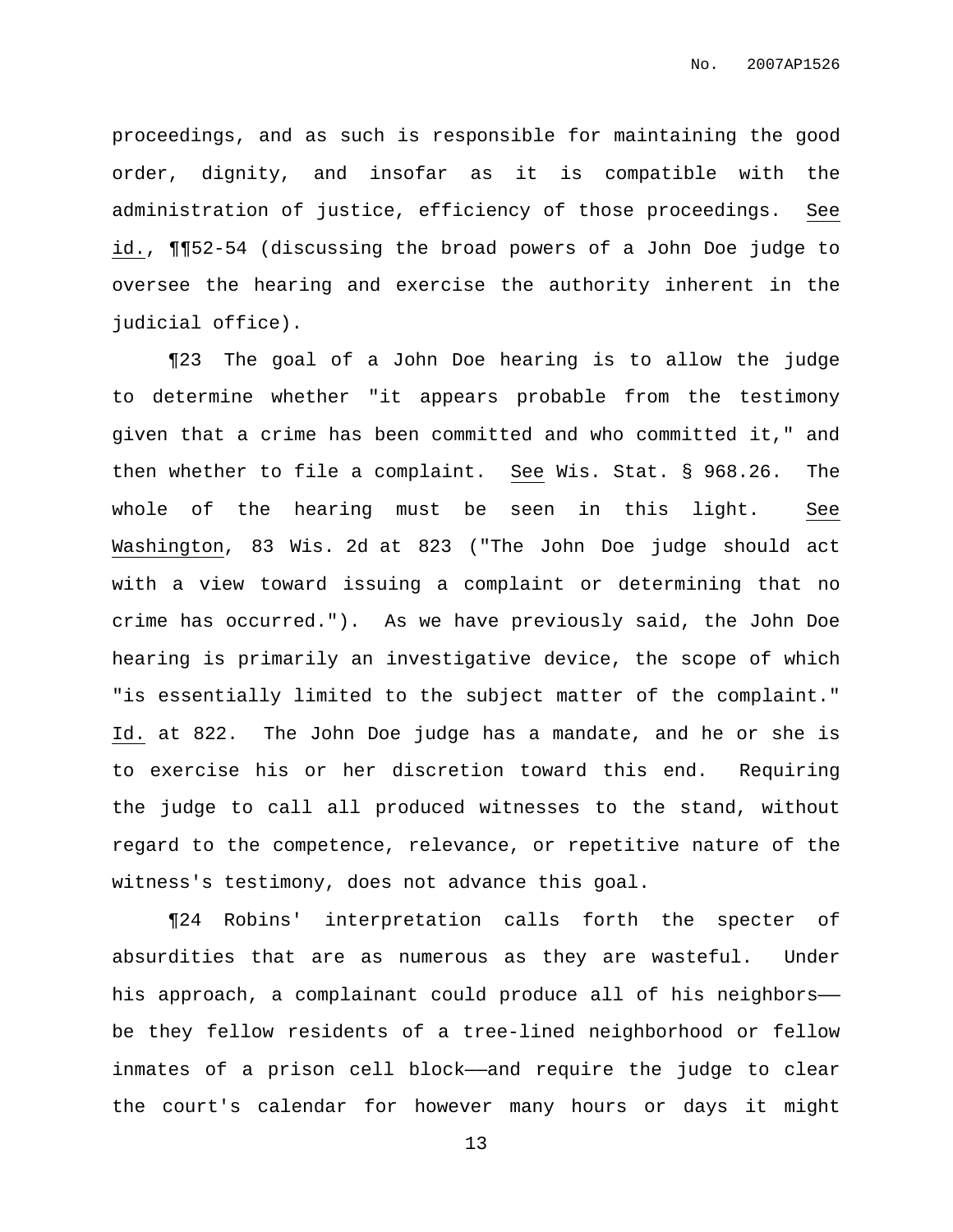proceedings, and as such is responsible for maintaining the good order, dignity, and insofar as it is compatible with the administration of justice, efficiency of those proceedings. See id., ¶¶52-54 (discussing the broad powers of a John Doe judge to oversee the hearing and exercise the authority inherent in the judicial office).

¶23 The goal of a John Doe hearing is to allow the judge to determine whether "it appears probable from the testimony given that a crime has been committed and who committed it," and then whether to file a complaint. See Wis. Stat. § 968.26. The whole of the hearing must be seen in this light. See Washington, 83 Wis. 2d at 823 ("The John Doe judge should act with a view toward issuing a complaint or determining that no crime has occurred."). As we have previously said, the John Doe hearing is primarily an investigative device, the scope of which "is essentially limited to the subject matter of the complaint." Id. at 822. The John Doe judge has a mandate, and he or she is to exercise his or her discretion toward this end. Requiring the judge to call all produced witnesses to the stand, without regard to the competence, relevance, or repetitive nature of the witness's testimony, does not advance this goal.

¶24 Robins' interpretation calls forth the specter of absurdities that are as numerous as they are wasteful. Under his approach, a complainant could produce all of his neighbors—— be they fellow residents of a tree-lined neighborhood or fellow inmates of a prison cell block——and require the judge to clear the court's calendar for however many hours or days it might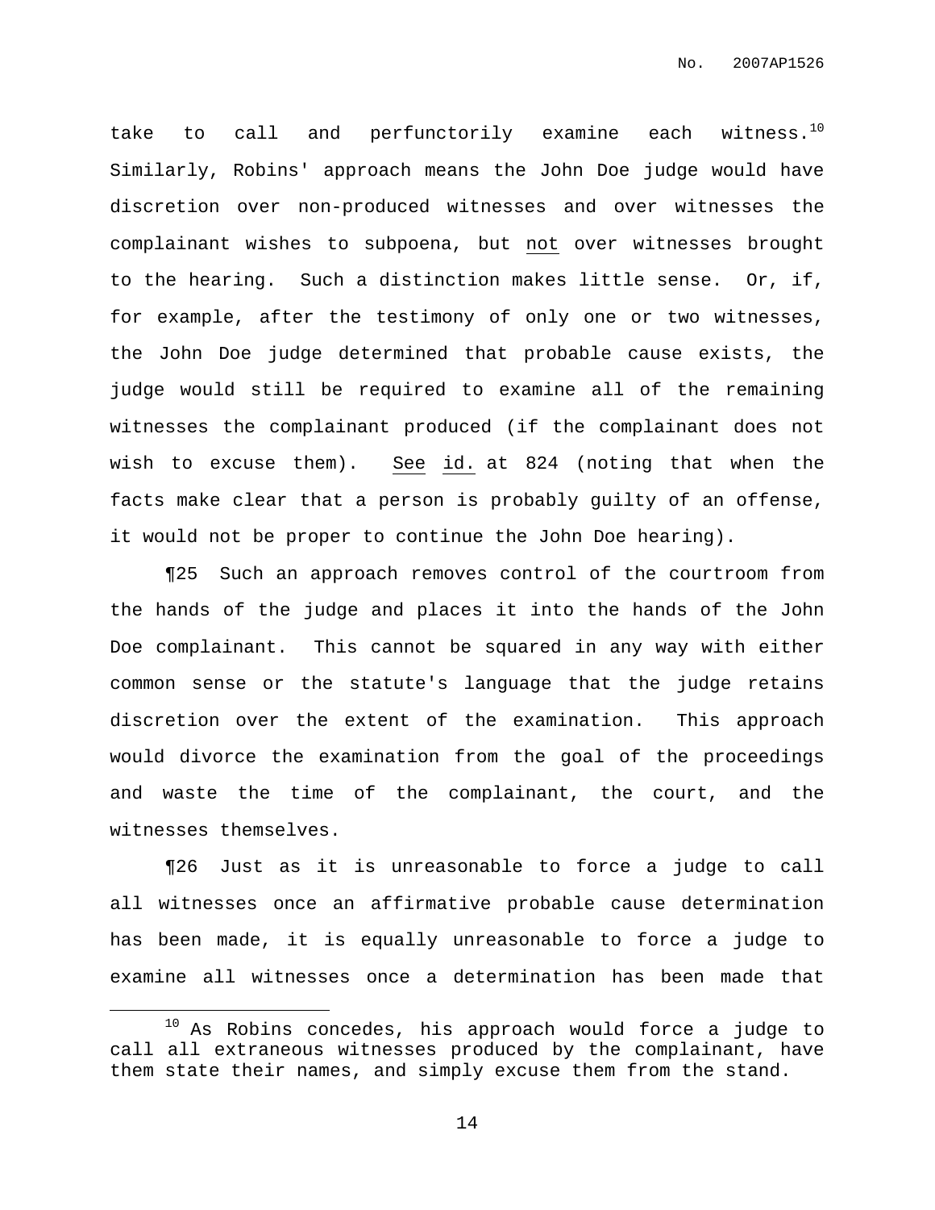take to call and perfunctorily examine each witness.[10] Similarly, Robins' approach means the John Doe judge would have discretion over non-produced witnesses and over witnesses the complainant wishes to subpoena, but not over witnesses brought to the hearing. Such a distinction makes little sense. Or, if, for example, after the testimony of only one or two witnesses, the John Doe judge determined that probable cause exists, the judge would still be required to examine all of the remaining witnesses the complainant produced (if the complainant does not wish to excuse them). See id. at 824 (noting that when the facts make clear that a person is probably guilty of an offense, it would not be proper to continue the John Doe hearing).

¶25 Such an approach removes control of the courtroom from the hands of the judge and places it into the hands of the John Doe complainant. This cannot be squared in any way with either common sense or the statute's language that the judge retains discretion over the extent of the examination. This approach would divorce the examination from the goal of the proceedings and waste the time of the complainant, the court, and the witnesses themselves.

¶26 Just as it is unreasonable to force a judge to call all witnesses once an affirmative probable cause determination has been made, it is equally unreasonable to force a judge to examine all witnesses once a determination has been made that

[10] As Robins concedes, his approach would force a judge to call all extraneous witnesses produced by the complainant, have them state their names, and simply excuse them from the stand.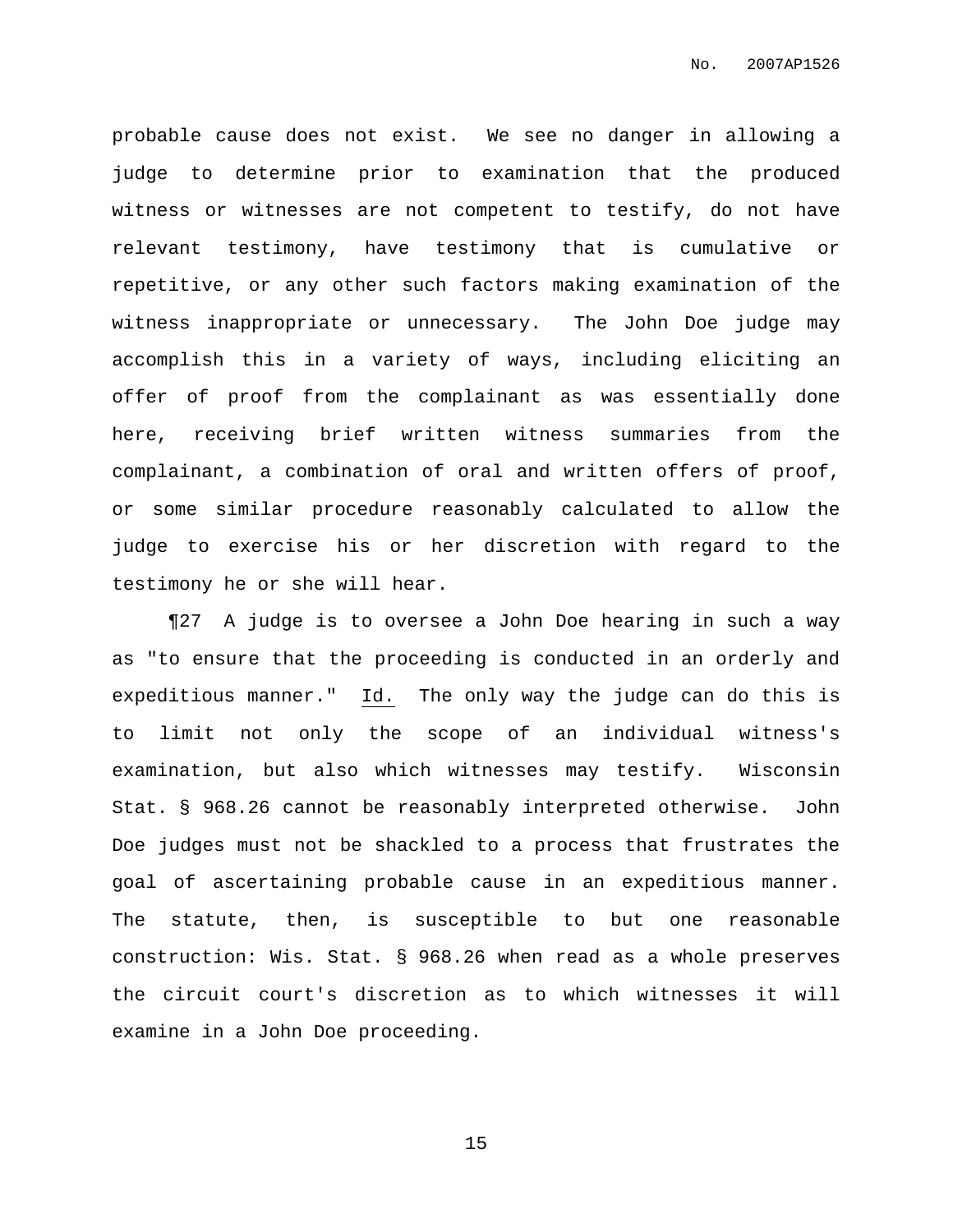probable cause does not exist. We see no danger in allowing a judge to determine prior to examination that the produced witness or witnesses are not competent to testify, do not have relevant testimony, have testimony that is cumulative or repetitive, or any other such factors making examination of the witness inappropriate or unnecessary. The John Doe judge may accomplish this in a variety of ways, including eliciting an offer of proof from the complainant as was essentially done here, receiving brief written witness summaries from the complainant, a combination of oral and written offers of proof, or some similar procedure reasonably calculated to allow the judge to exercise his or her discretion with regard to the testimony he or she will hear.

¶27 A judge is to oversee a John Doe hearing in such a way as "to ensure that the proceeding is conducted in an orderly and expeditious manner." Id. The only way the judge can do this is to limit not only the scope of an individual witness's examination, but also which witnesses may testify. Wisconsin Stat. § 968.26 cannot be reasonably interpreted otherwise. John Doe judges must not be shackled to a process that frustrates the goal of ascertaining probable cause in an expeditious manner. The statute, then, is susceptible to but one reasonable construction: Wis. Stat. § 968.26 when read as a whole preserves the circuit court's discretion as to which witnesses it will examine in a John Doe proceeding.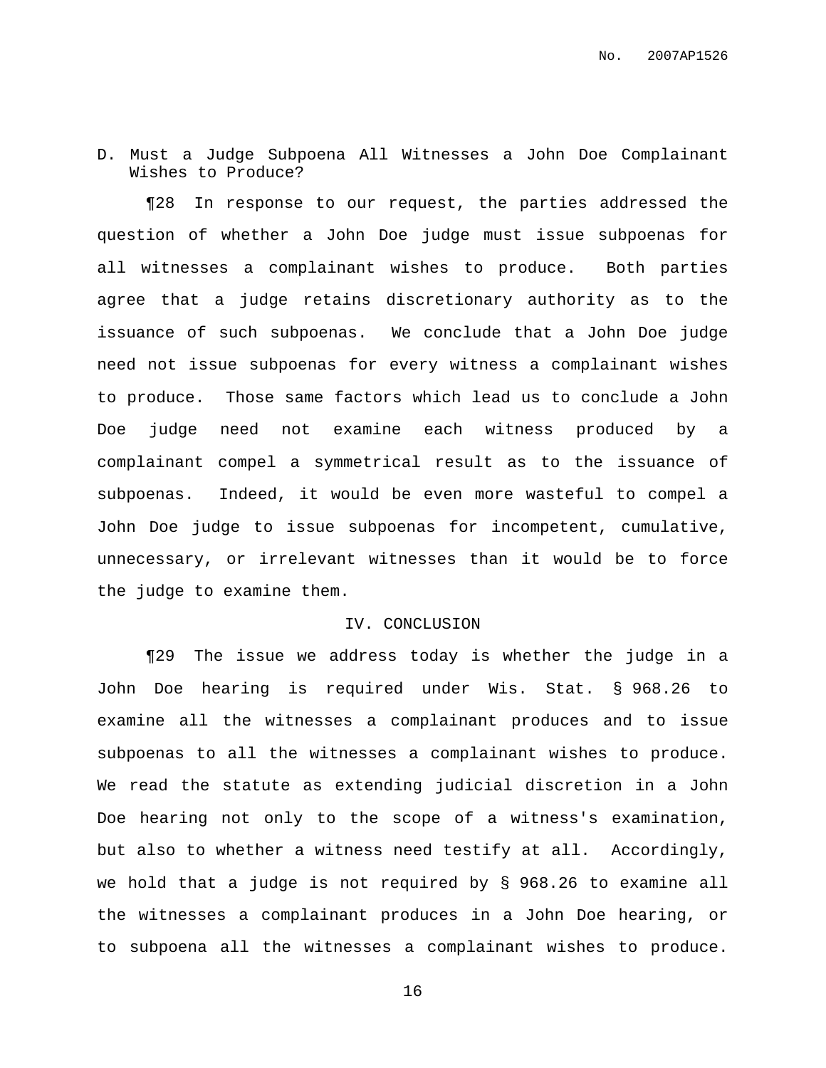### D. Must a Judge Subpoena All Witnesses a John Doe Complainant Wishes to Produce?

¶28 In response to our request, the parties addressed the question of whether a John Doe judge must issue subpoenas for all witnesses a complainant wishes to produce. Both parties agree that a judge retains discretionary authority as to the issuance of such subpoenas. We conclude that a John Doe judge need not issue subpoenas for every witness a complainant wishes to produce. Those same factors which lead us to conclude a John Doe judge need not examine each witness produced by a complainant compel a symmetrical result as to the issuance of subpoenas. Indeed, it would be even more wasteful to compel a John Doe judge to issue subpoenas for incompetent, cumulative, unnecessary, or irrelevant witnesses than it would be to force the judge to examine them.

## IV. CONCLUSION

¶29 The issue we address today is whether the judge in a John Doe hearing is required under Wis. Stat. § 968.26 to examine all the witnesses a complainant produces and to issue subpoenas to all the witnesses a complainant wishes to produce. We read the statute as extending judicial discretion in a John Doe hearing not only to the scope of a witness's examination, but also to whether a witness need testify at all. Accordingly, we hold that a judge is not required by § 968.26 to examine all the witnesses a complainant produces in a John Doe hearing, or to subpoena all the witnesses a complainant wishes to produce.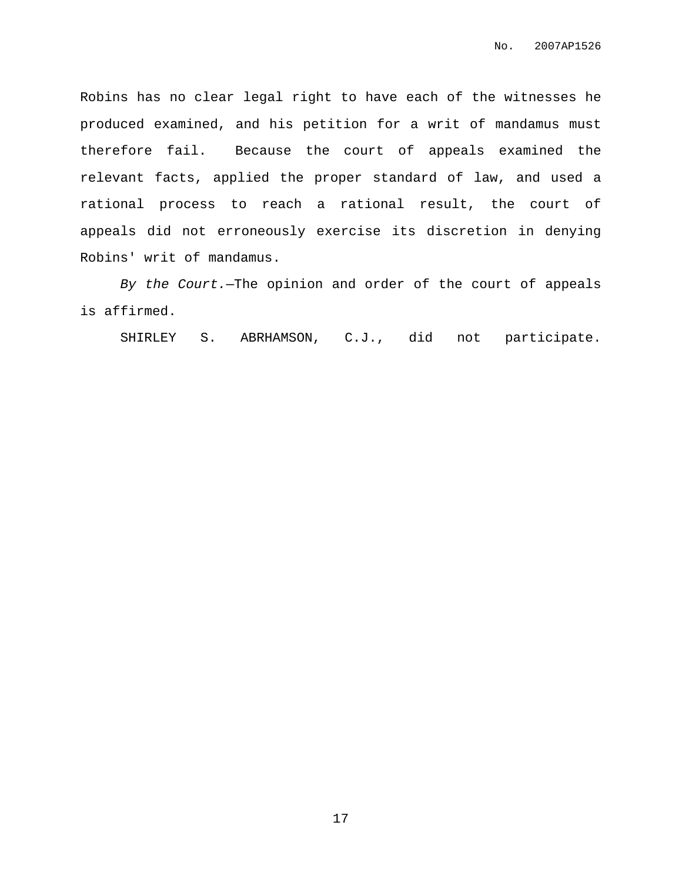Robins has no clear legal right to have each of the witnesses he produced examined, and his petition for a writ of mandamus must therefore fail. Because the court of appeals examined the relevant facts, applied the proper standard of law, and used a rational process to reach a rational result, the court of appeals did not erroneously exercise its discretion in denying Robins' writ of mandamus.

*By the Court.*—The opinion and order of the court of appeals is affirmed.

SHIRLEY S. ABRHAMSON, C.J., did not participate.